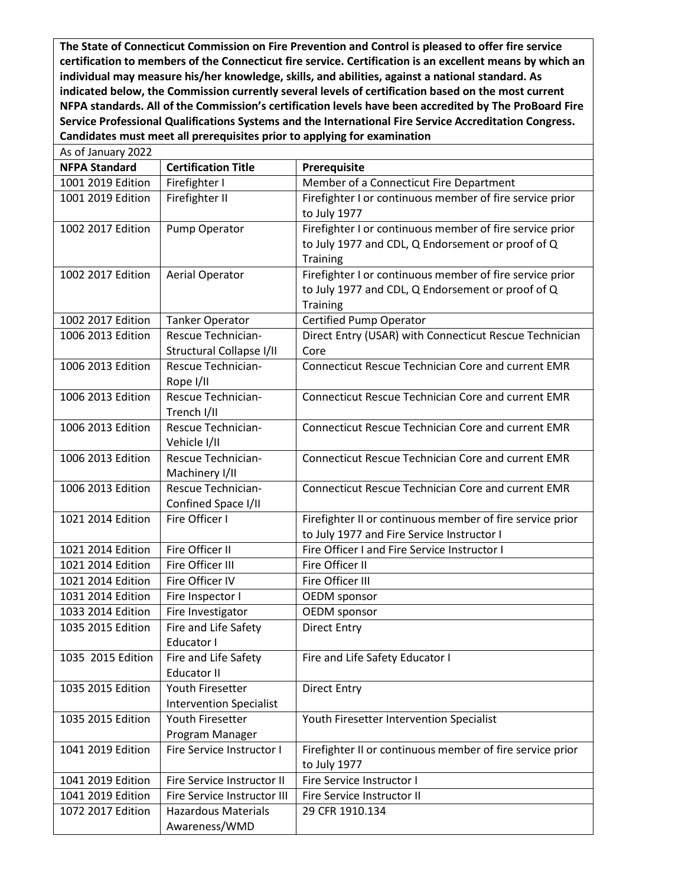**The State of Connecticut Commission on Fire Prevention and Control is pleased to offer fire service certification to members of the Connecticut fire service. Certification is an excellent means by which an individual may measure his/her knowledge, skills, and abilities, against a national standard. As indicated below, the Commission currently several levels of certification based on the most current NFPA standards. All of the Commission's certification levels have been accredited by The ProBoard Fire Service Professional Qualifications Systems and the International Fire Service Accreditation Congress. Candidates must meet all prerequisites prior to applying for examination**

As of January 2022

| NFPA Standard | Certification Title | Prerequisite |
|---|---|---|
| 1001 2019 Edition | Firefighter I | Member of a Connecticut Fire Department |
| 1001 2019 Edition | Firefighter II | Firefighter I or continuous member of fire service prior to July 1977 |
| 1002 2017 Edition | Pump Operator | Firefighter I or continuous member of fire service prior to July 1977 and CDL, Q Endorsement or proof of Q Training |
| 1002 2017 Edition | Aerial Operator | Firefighter I or continuous member of fire service prior to July 1977 and CDL, Q Endorsement or proof of Q Training |
| 1002 2017 Edition | Tanker Operator | Certified Pump Operator |
| 1006 2013 Edition | Rescue Technician-Structural Collapse I/II | Direct Entry (USAR) with Connecticut Rescue Technician Core |
| 1006 2013 Edition | Rescue Technician-Rope I/II | Connecticut Rescue Technician Core and current EMR |
| 1006 2013 Edition | Rescue Technician-Trench I/II | Connecticut Rescue Technician Core and current EMR |
| 1006 2013 Edition | Rescue Technician-Vehicle I/II | Connecticut Rescue Technician Core and current EMR |
| 1006 2013 Edition | Rescue Technician-Machinery I/II | Connecticut Rescue Technician Core and current EMR |
| 1006 2013 Edition | Rescue Technician-Confined Space I/II | Connecticut Rescue Technician Core and current EMR |
| 1021 2014 Edition | Fire Officer I | Firefighter II or continuous member of fire service prior to July 1977 and Fire Service Instructor I |
| 1021 2014 Edition | Fire Officer II | Fire Officer I and Fire Service Instructor I |
| 1021 2014 Edition | Fire Officer III | Fire Officer II |
| 1021 2014 Edition | Fire Officer IV | Fire Officer III |
| 1031 2014 Edition | Fire Inspector I | OEDM sponsor |
| 1033 2014 Edition | Fire Investigator | OEDM sponsor |
| 1035 2015 Edition | Fire and Life Safety Educator I | Direct Entry |
| 1035 2015 Edition | Fire and Life Safety Educator II | Fire and Life Safety Educator I |
| 1035 2015 Edition | Youth Firesetter Intervention Specialist | Direct Entry |
| 1035 2015 Edition | Youth Firesetter Program Manager | Youth Firesetter Intervention Specialist |
| 1041 2019 Edition | Fire Service Instructor I | Firefighter II or continuous member of fire service prior to July 1977 |
| 1041 2019 Edition | Fire Service Instructor II | Fire Service Instructor I |
| 1041 2019 Edition | Fire Service Instructor III | Fire Service Instructor II |
| 1072 2017 Edition | Hazardous Materials Awareness/WMD | 29 CFR 1910.134 |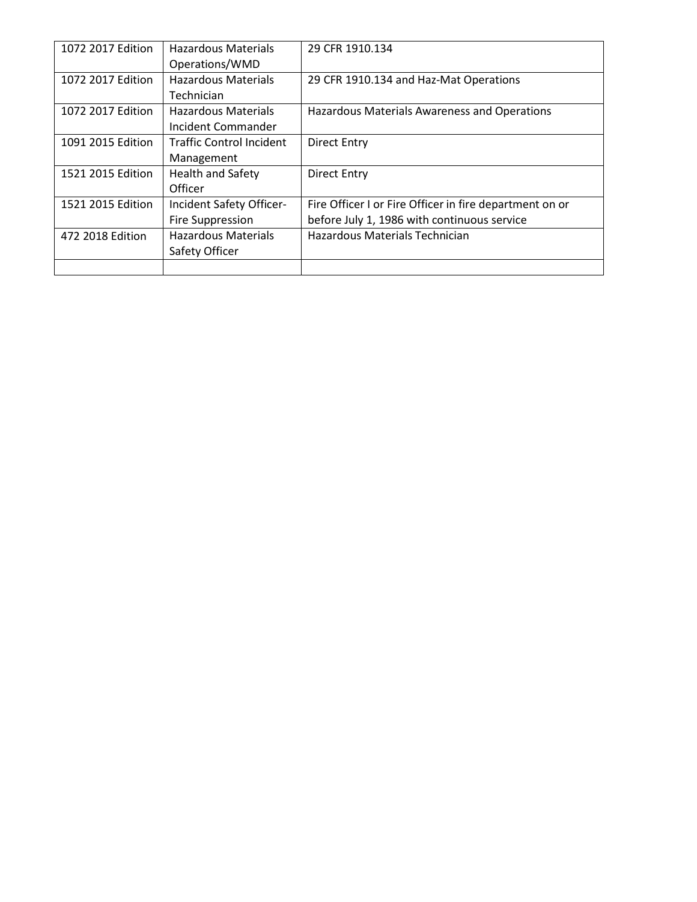| | | |
|---|---|---|
| 1072 2017 Edition | Hazardous Materials Operations/WMD | 29 CFR 1910.134 |
| 1072 2017 Edition | Hazardous Materials Technician | 29 CFR 1910.134 and Haz-Mat Operations |
| 1072 2017 Edition | Hazardous Materials Incident Commander | Hazardous Materials Awareness and Operations |
| 1091 2015 Edition | Traffic Control Incident Management | Direct Entry |
| 1521 2015 Edition | Health and Safety Officer | Direct Entry |
| 1521 2015 Edition | Incident Safety Officer-Fire Suppression | Fire Officer I or Fire Officer in fire department on or before July 1, 1986 with continuous service |
| 472 2018 Edition | Hazardous Materials Safety Officer | Hazardous Materials Technician |
| | | |